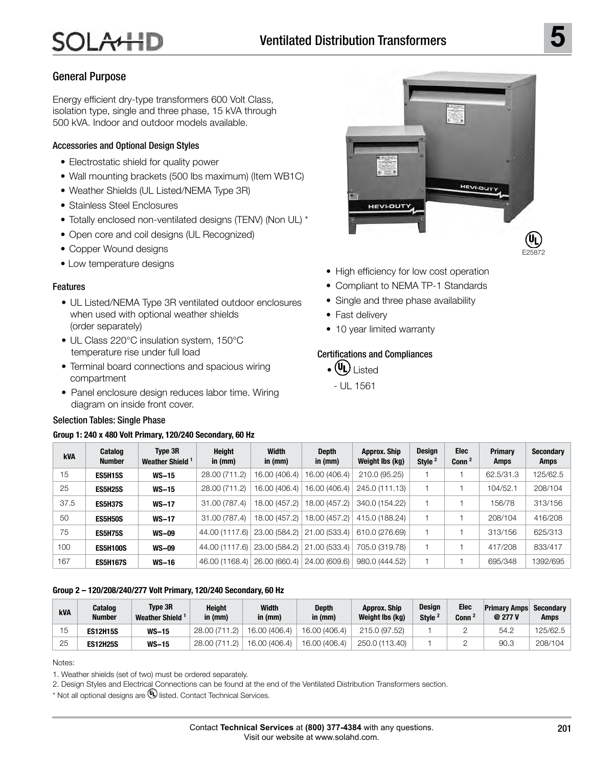# Ventilated Distribution Transformers

## General Purpose

Energy efficient dry-type transformers 600 Volt Class, isolation type, single and three phase, 15 kVA through 500 kVA. Indoor and outdoor models available.

### Accessories and Optional Design Styles

- Electrostatic shield for quality power
- Wall mounting brackets (500 lbs maximum) (Item WB1C)
- Weather Shields (UL Listed/NEMA Type 3R)
- Stainless Steel Enclosures
- Totally enclosed non-ventilated designs (TENV) (Non UL) *
- Open core and coil designs (UL Recognized)
- Copper Wound designs
- Low temperature designs

### Features

- UL Listed/NEMA Type 3R ventilated outdoor enclosures when used with optional weather shields (order separately)
- UL Class 220°C insulation system, 150°C temperature rise under full load
- Terminal board connections and spacious wiring compartment
- Panel enclosure design reduces labor time. Wiring diagram on inside front cover.
- High efficiency for low cost operation
- Compliant to NEMA TP-1 Standards
- Single and three phase availability
- Fast delivery
- 10 year limited warranty

### Certifications and Compliances

- UL Listed
  - UL 1561

### Selection Tables: Single Phase

**Group 1: 240 x 480 Volt Primary, 120/240 Secondary, 60 Hz**

| kVA | Catalog Number | Type 3R Weather Shield [1] | Height in (mm) | Width in (mm) | Depth in (mm) | Approx. Ship Weight lbs (kg) | Design Style [2] | Elec Conn [2] | Primary Amps | Secondary Amps |
|---|---|---|---|---|---|---|---|---|---|---|
| 15 | **ES5H15S** | **WS–15** | 28.00 (711.2) | 16.00 (406.4) | 16.00 (406.4) | 210.0 (95.25) | 1 | 1 | 62.5/31.3 | 125/62.5 |
| 25 | **ES5H25S** | **WS–15** | 28.00 (711.2) | 16.00 (406.4) | 16.00 (406.4) | 245.0 (111.13) | 1 | 1 | 104/52.1 | 208/104 |
| 37.5 | **ES5H37S** | **WS–17** | 31.00 (787.4) | 18.00 (457.2) | 18.00 (457.2) | 340.0 (154.22) | 1 | 1 | 156/78 | 313/156 |
| 50 | **ES5H50S** | **WS–17** | 31.00 (787.4) | 18.00 (457.2) | 18.00 (457.2) | 415.0 (188.24) | 1 | 1 | 208/104 | 416/208 |
| 75 | **ES5H75S** | **WS–09** | 44.00 (1117.6) | 23.00 (584.2) | 21.00 (533.4) | 610.0 (276.69) | 1 | 1 | 313/156 | 625/313 |
| 100 | **ES5H100S** | **WS–09** | 44.00 (1117.6) | 23.00 (584.2) | 21.00 (533.4) | 705.0 (319.78) | 1 | 1 | 417/208 | 833/417 |
| 167 | **ES5H167S** | **WS–16** | 46.00 (1168.4) | 26.00 (660.4) | 24.00 (609.6) | 980.0 (444.52) | 1 | 1 | 695/348 | 1392/695 |

**Group 2 – 120/208/240/277 Volt Primary, 120/240 Secondary, 60 Hz**

| kVA | Catalog Number | Type 3R Weather Shield [1] | Height in (mm) | Width in (mm) | Depth in (mm) | Approx. Ship Weight lbs (kg) | Design Style [2] | Elec Conn [2] | Primary Amps @ 277 V | Secondary Amps |
|---|---|---|---|---|---|---|---|---|---|---|
| 15 | **ES12H15S** | **WS–15** | 28.00 (711.2) | 16.00 (406.4) | 16.00 (406.4) | 215.0 (97.52) | 1 | 2 | 54.2 | 125/62.5 |
| 25 | **ES12H25S** | **WS–15** | 28.00 (711.2) | 16.00 (406.4) | 16.00 (406.4) | 250.0 (113.40) | 1 | 2 | 90.3 | 208/104 |

Notes:

1. Weather shields (set of two) must be ordered separately.
2. Design Styles and Electrical Connections can be found at the end of the Ventilated Distribution Transformers section.

\* Not all optional designs are UL listed. Contact Technical Services.

Contact **Technical Services** at **(800) 377-4384** with any questions.
Visit our website at www.solahd.com.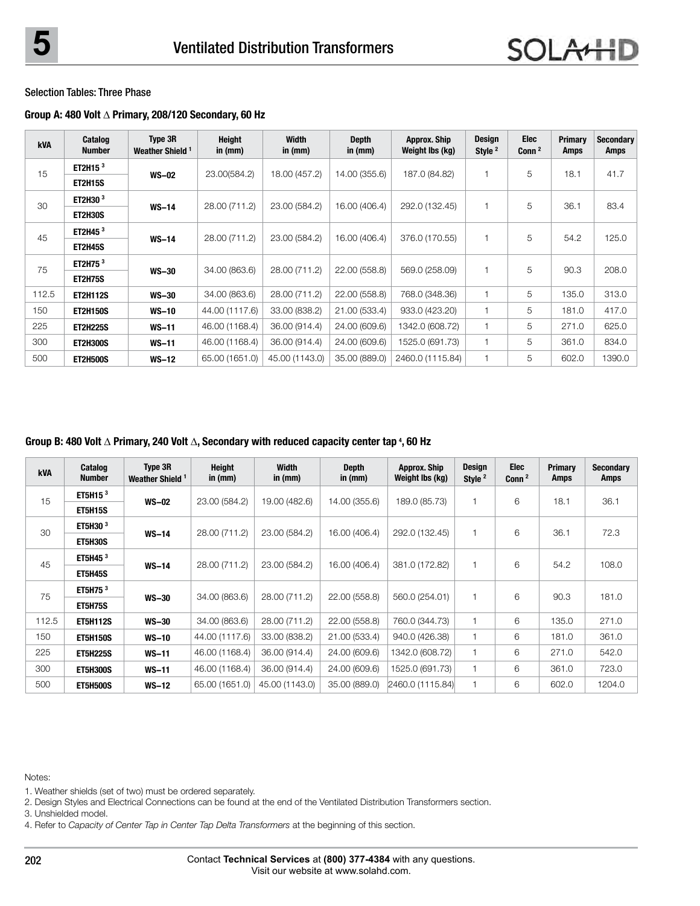Selection Tables: Three Phase

**Group A: 480 Volt ∆ Primary, 208/120 Secondary, 60 Hz**

| kVA | Catalog Number | Type 3R Weather Shield [1] | Height in (mm) | Width in (mm) | Depth in (mm) | Approx. Ship Weight lbs (kg) | Design Style [2] | Elec Conn [2] | Primary Amps | Secondary Amps |
|---|---|---|---|---|---|---|---|---|---|---|
| 15 | ET2H15 [3] | WS–02 | 23.00(584.2) | 18.00 (457.2) | 14.00 (355.6) | 187.0 (84.82) | 1 | 5 | 18.1 | 41.7 |
| | ET2H15S | | | | | | | | | |
| 30 | ET2H30 [3] | WS–14 | 28.00 (711.2) | 23.00 (584.2) | 16.00 (406.4) | 292.0 (132.45) | 1 | 5 | 36.1 | 83.4 |
| | ET2H30S | | | | | | | | | |
| 45 | ET2H45 [3] | WS–14 | 28.00 (711.2) | 23.00 (584.2) | 16.00 (406.4) | 376.0 (170.55) | 1 | 5 | 54.2 | 125.0 |
| | ET2H45S | | | | | | | | | |
| 75 | ET2H75 [3] | WS–30 | 34.00 (863.6) | 28.00 (711.2) | 22.00 (558.8) | 569.0 (258.09) | 1 | 5 | 90.3 | 208.0 |
| | ET2H75S | | | | | | | | | |
| 112.5 | ET2H112S | WS–30 | 34.00 (863.6) | 28.00 (711.2) | 22.00 (558.8) | 768.0 (348.36) | 1 | 5 | 135.0 | 313.0 |
| 150 | ET2H150S | WS–10 | 44.00 (1117.6) | 33.00 (838.2) | 21.00 (533.4) | 933.0 (423.20) | 1 | 5 | 181.0 | 417.0 |
| 225 | ET2H225S | WS–11 | 46.00 (1168.4) | 36.00 (914.4) | 24.00 (609.6) | 1342.0 (608.72) | 1 | 5 | 271.0 | 625.0 |
| 300 | ET2H300S | WS–11 | 46.00 (1168.4) | 36.00 (914.4) | 24.00 (609.6) | 1525.0 (691.73) | 1 | 5 | 361.0 | 834.0 |
| 500 | ET2H500S | WS–12 | 65.00 (1651.0) | 45.00 (1143.0) | 35.00 (889.0) | 2460.0 (1115.84) | 1 | 5 | 602.0 | 1390.0 |

**Group B: 480 Volt ∆ Primary, 240 Volt ∆, Secondary with reduced capacity center tap [4], 60 Hz**

| kVA | Catalog Number | Type 3R Weather Shield [1] | Height in (mm) | Width in (mm) | Depth in (mm) | Approx. Ship Weight lbs (kg) | Design Style [2] | Elec Conn [2] | Primary Amps | Secondary Amps |
|---|---|---|---|---|---|---|---|---|---|---|
| 15 | ET5H15 [3] | WS–02 | 23.00 (584.2) | 19.00 (482.6) | 14.00 (355.6) | 189.0 (85.73) | 1 | 6 | 18.1 | 36.1 |
| | ET5H15S | | | | | | | | | |
| 30 | ET5H30 [3] | WS–14 | 28.00 (711.2) | 23.00 (584.2) | 16.00 (406.4) | 292.0 (132.45) | 1 | 6 | 36.1 | 72.3 |
| | ET5H30S | | | | | | | | | |
| 45 | ET5H45 [3] | WS–14 | 28.00 (711.2) | 23.00 (584.2) | 16.00 (406.4) | 381.0 (172.82) | 1 | 6 | 54.2 | 108.0 |
| | ET5H45S | | | | | | | | | |
| 75 | ET5H75 [3] | WS–30 | 34.00 (863.6) | 28.00 (711.2) | 22.00 (558.8) | 560.0 (254.01) | 1 | 6 | 90.3 | 181.0 |
| | ET5H75S | | | | | | | | | |
| 112.5 | ET5H112S | WS–30 | 34.00 (863.6) | 28.00 (711.2) | 22.00 (558.8) | 760.0 (344.73) | 1 | 6 | 135.0 | 271.0 |
| 150 | ET5H150S | WS–10 | 44.00 (1117.6) | 33.00 (838.2) | 21.00 (533.4) | 940.0 (426.38) | 1 | 6 | 181.0 | 361.0 |
| 225 | ET5H225S | WS–11 | 46.00 (1168.4) | 36.00 (914.4) | 24.00 (609.6) | 1342.0 (608.72) | 1 | 6 | 271.0 | 542.0 |
| 300 | ET5H300S | WS–11 | 46.00 (1168.4) | 36.00 (914.4) | 24.00 (609.6) | 1525.0 (691.73) | 1 | 6 | 361.0 | 723.0 |
| 500 | ET5H500S | WS–12 | 65.00 (1651.0) | 45.00 (1143.0) | 35.00 (889.0) | 2460.0 (1115.84) | 1 | 6 | 602.0 | 1204.0 |

Notes:

1. Weather shields (set of two) must be ordered separately.
2. Design Styles and Electrical Connections can be found at the end of the Ventilated Distribution Transformers section.
3. Unshielded model.
4. Refer to *Capacity of Center Tap in Center Tap Delta Transformers* at the beginning of this section.

Contact **Technical Services** at **(800) 377-4384** with any questions.
Visit our website at www.solahd.com.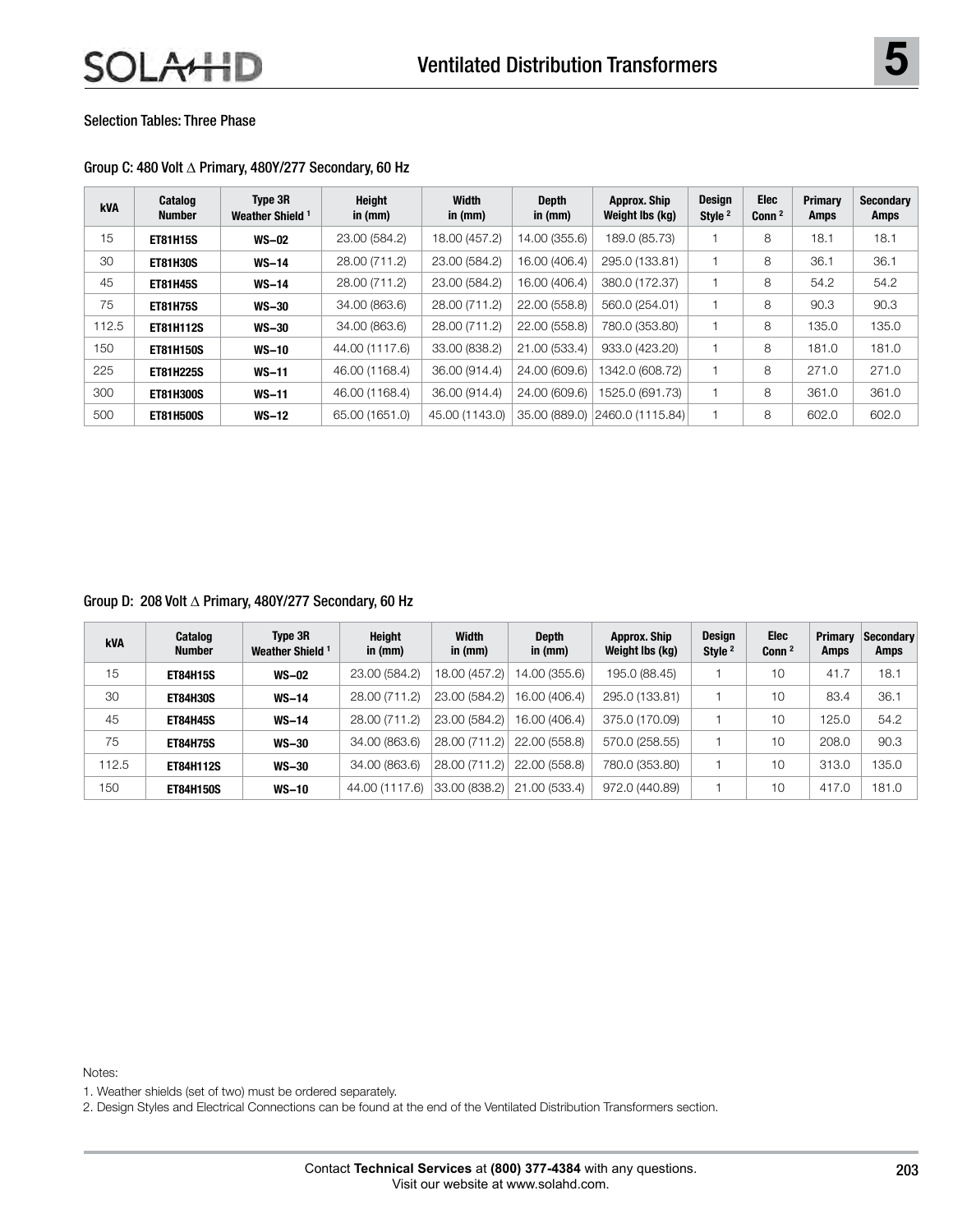## Selection Tables: Three Phase

### Group C: 480 Volt Δ Primary, 480Y/277 Secondary, 60 Hz

| kVA | Catalog Number | Type 3R Weather Shield [1] | Height in (mm) | Width in (mm) | Depth in (mm) | Approx. Ship Weight lbs (kg) | Design Style [2] | Elec Conn [2] | Primary Amps | Secondary Amps |
|---|---|---|---|---|---|---|---|---|---|---|
| 15 | **ET81H15S** | **WS–02** | 23.00 (584.2) | 18.00 (457.2) | 14.00 (355.6) | 189.0 (85.73) | 1 | 8 | 18.1 | 18.1 |
| 30 | **ET81H30S** | **WS–14** | 28.00 (711.2) | 23.00 (584.2) | 16.00 (406.4) | 295.0 (133.81) | 1 | 8 | 36.1 | 36.1 |
| 45 | **ET81H45S** | **WS–14** | 28.00 (711.2) | 23.00 (584.2) | 16.00 (406.4) | 380.0 (172.37) | 1 | 8 | 54.2 | 54.2 |
| 75 | **ET81H75S** | **WS–30** | 34.00 (863.6) | 28.00 (711.2) | 22.00 (558.8) | 560.0 (254.01) | 1 | 8 | 90.3 | 90.3 |
| 112.5 | **ET81H112S** | **WS–30** | 34.00 (863.6) | 28.00 (711.2) | 22.00 (558.8) | 780.0 (353.80) | 1 | 8 | 135.0 | 135.0 |
| 150 | **ET81H150S** | **WS–10** | 44.00 (1117.6) | 33.00 (838.2) | 21.00 (533.4) | 933.0 (423.20) | 1 | 8 | 181.0 | 181.0 |
| 225 | **ET81H225S** | **WS–11** | 46.00 (1168.4) | 36.00 (914.4) | 24.00 (609.6) | 1342.0 (608.72) | 1 | 8 | 271.0 | 271.0 |
| 300 | **ET81H300S** | **WS–11** | 46.00 (1168.4) | 36.00 (914.4) | 24.00 (609.6) | 1525.0 (691.73) | 1 | 8 | 361.0 | 361.0 |
| 500 | **ET81H500S** | **WS–12** | 65.00 (1651.0) | 45.00 (1143.0) | 35.00 (889.0) | 2460.0 (1115.84) | 1 | 8 | 602.0 | 602.0 |

### Group D: 208 Volt Δ Primary, 480Y/277 Secondary, 60 Hz

| kVA | Catalog Number | Type 3R Weather Shield [1] | Height in (mm) | Width in (mm) | Depth in (mm) | Approx. Ship Weight lbs (kg) | Design Style [2] | Elec Conn [2] | Primary Amps | Secondary Amps |
|---|---|---|---|---|---|---|---|---|---|---|
| 15 | **ET84H15S** | **WS–02** | 23.00 (584.2) | 18.00 (457.2) | 14.00 (355.6) | 195.0 (88.45) | 1 | 10 | 41.7 | 18.1 |
| 30 | **ET84H30S** | **WS–14** | 28.00 (711.2) | 23.00 (584.2) | 16.00 (406.4) | 295.0 (133.81) | 1 | 10 | 83.4 | 36.1 |
| 45 | **ET84H45S** | **WS–14** | 28.00 (711.2) | 23.00 (584.2) | 16.00 (406.4) | 375.0 (170.09) | 1 | 10 | 125.0 | 54.2 |
| 75 | **ET84H75S** | **WS–30** | 34.00 (863.6) | 28.00 (711.2) | 22.00 (558.8) | 570.0 (258.55) | 1 | 10 | 208.0 | 90.3 |
| 112.5 | **ET84H112S** | **WS–30** | 34.00 (863.6) | 28.00 (711.2) | 22.00 (558.8) | 780.0 (353.80) | 1 | 10 | 313.0 | 135.0 |
| 150 | **ET84H150S** | **WS–10** | 44.00 (1117.6) | 33.00 (838.2) | 21.00 (533.4) | 972.0 (440.89) | 1 | 10 | 417.0 | 181.0 |

Notes:

1. Weather shields (set of two) must be ordered separately.
2. Design Styles and Electrical Connections can be found at the end of the Ventilated Distribution Transformers section.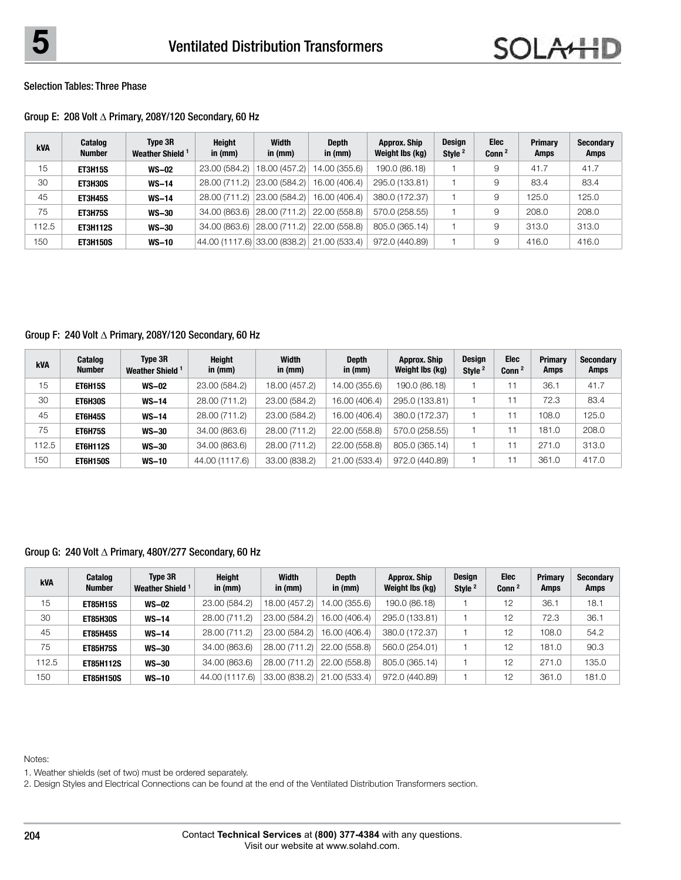## Selection Tables: Three Phase

### Group E: 208 Volt Δ Primary, 208Y/120 Secondary, 60 Hz

| kVA | Catalog Number | Type 3R Weather Shield [1] | Height in (mm) | Width in (mm) | Depth in (mm) | Approx. Ship Weight lbs (kg) | Design Style [2] | Elec Conn [2] | Primary Amps | Secondary Amps |
|---|---|---|---|---|---|---|---|---|---|---|
| 15 | **ET3H15S** | **WS–02** | 23.00 (584.2) | 18.00 (457.2) | 14.00 (355.6) | 190.0 (86.18) | 1 | 9 | 41.7 | 41.7 |
| 30 | **ET3H30S** | **WS–14** | 28.00 (711.2) | 23.00 (584.2) | 16.00 (406.4) | 295.0 (133.81) | 1 | 9 | 83.4 | 83.4 |
| 45 | **ET3H45S** | **WS–14** | 28.00 (711.2) | 23.00 (584.2) | 16.00 (406.4) | 380.0 (172.37) | 1 | 9 | 125.0 | 125.0 |
| 75 | **ET3H75S** | **WS–30** | 34.00 (863.6) | 28.00 (711.2) | 22.00 (558.8) | 570.0 (258.55) | 1 | 9 | 208.0 | 208.0 |
| 112.5 | **ET3H112S** | **WS–30** | 34.00 (863.6) | 28.00 (711.2) | 22.00 (558.8) | 805.0 (365.14) | 1 | 9 | 313.0 | 313.0 |
| 150 | **ET3H150S** | **WS–10** | 44.00 (1117.6) | 33.00 (838.2) | 21.00 (533.4) | 972.0 (440.89) | 1 | 9 | 416.0 | 416.0 |

### Group F: 240 Volt Δ Primary, 208Y/120 Secondary, 60 Hz

| kVA | Catalog Number | Type 3R Weather Shield [1] | Height in (mm) | Width in (mm) | Depth in (mm) | Approx. Ship Weight lbs (kg) | Design Style [2] | Elec Conn [2] | Primary Amps | Secondary Amps |
|---|---|---|---|---|---|---|---|---|---|---|
| 15 | **ET6H15S** | **WS–02** | 23.00 (584.2) | 18.00 (457.2) | 14.00 (355.6) | 190.0 (86.18) | 1 | 11 | 36.1 | 41.7 |
| 30 | **ET6H30S** | **WS–14** | 28.00 (711.2) | 23.00 (584.2) | 16.00 (406.4) | 295.0 (133.81) | 1 | 11 | 72.3 | 83.4 |
| 45 | **ET6H45S** | **WS–14** | 28.00 (711.2) | 23.00 (584.2) | 16.00 (406.4) | 380.0 (172.37) | 1 | 11 | 108.0 | 125.0 |
| 75 | **ET6H75S** | **WS–30** | 34.00 (863.6) | 28.00 (711.2) | 22.00 (558.8) | 570.0 (258.55) | 1 | 11 | 181.0 | 208.0 |
| 112.5 | **ET6H112S** | **WS–30** | 34.00 (863.6) | 28.00 (711.2) | 22.00 (558.8) | 805.0 (365.14) | 1 | 11 | 271.0 | 313.0 |
| 150 | **ET6H150S** | **WS–10** | 44.00 (1117.6) | 33.00 (838.2) | 21.00 (533.4) | 972.0 (440.89) | 1 | 11 | 361.0 | 417.0 |

### Group G: 240 Volt Δ Primary, 480Y/277 Secondary, 60 Hz

| kVA | Catalog Number | Type 3R Weather Shield [1] | Height in (mm) | Width in (mm) | Depth in (mm) | Approx. Ship Weight lbs (kg) | Design Style [2] | Elec Conn [2] | Primary Amps | Secondary Amps |
|---|---|---|---|---|---|---|---|---|---|---|
| 15 | **ET85H15S** | **WS–02** | 23.00 (584.2) | 18.00 (457.2) | 14.00 (355.6) | 190.0 (86.18) | 1 | 12 | 36.1 | 18.1 |
| 30 | **ET85H30S** | **WS–14** | 28.00 (711.2) | 23.00 (584.2) | 16.00 (406.4) | 295.0 (133.81) | 1 | 12 | 72.3 | 36.1 |
| 45 | **ET85H45S** | **WS–14** | 28.00 (711.2) | 23.00 (584.2) | 16.00 (406.4) | 380.0 (172.37) | 1 | 12 | 108.0 | 54.2 |
| 75 | **ET85H75S** | **WS–30** | 34.00 (863.6) | 28.00 (711.2) | 22.00 (558.8) | 560.0 (254.01) | 1 | 12 | 181.0 | 90.3 |
| 112.5 | **ET85H112S** | **WS–30** | 34.00 (863.6) | 28.00 (711.2) | 22.00 (558.8) | 805.0 (365.14) | 1 | 12 | 271.0 | 135.0 |
| 150 | **ET85H150S** | **WS–10** | 44.00 (1117.6) | 33.00 (838.2) | 21.00 (533.4) | 972.0 (440.89) | 1 | 12 | 361.0 | 181.0 |

Notes:

1. Weather shields (set of two) must be ordered separately.
2. Design Styles and Electrical Connections can be found at the end of the Ventilated Distribution Transformers section.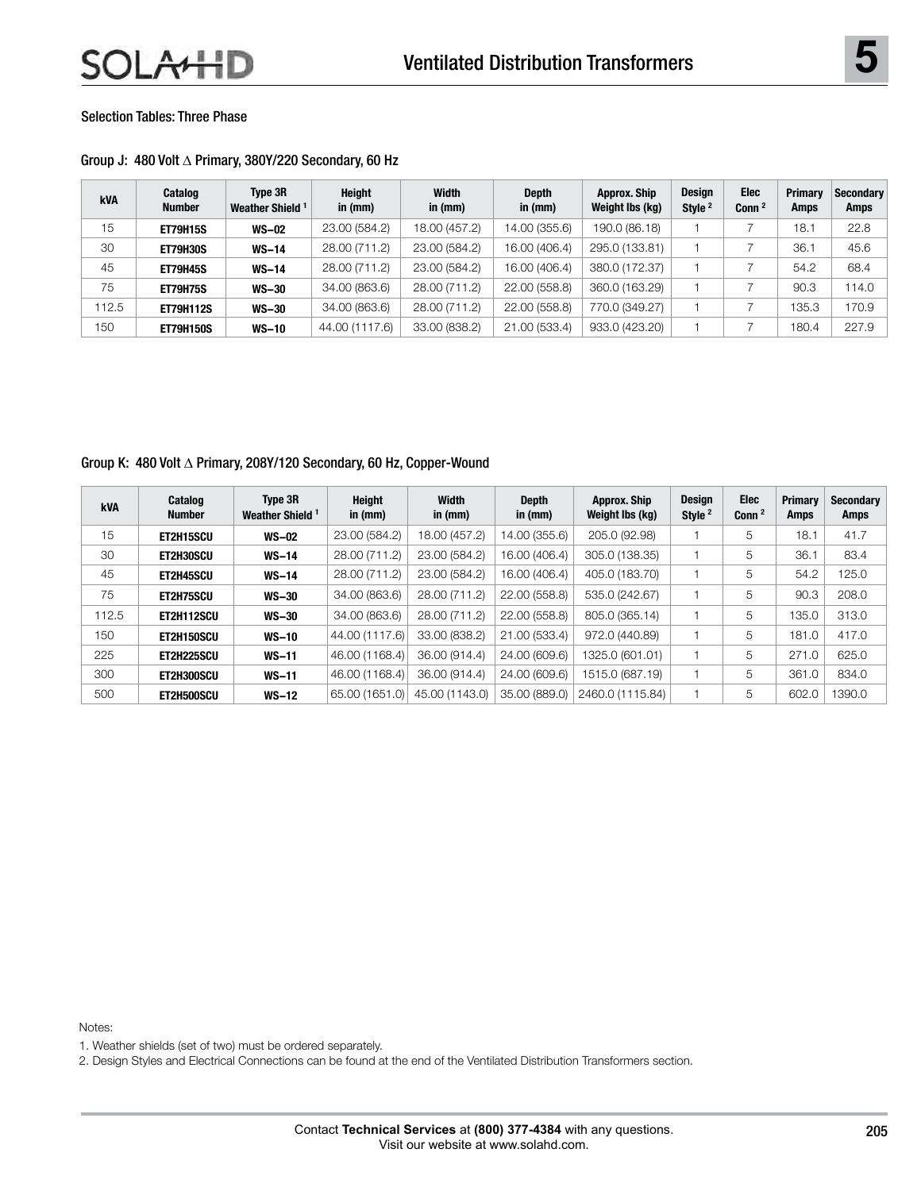## Selection Tables: Three Phase

### Group J: 480 Volt Δ Primary, 380Y/220 Secondary, 60 Hz

| kVA | Catalog Number | Type 3R Weather Shield [1] | Height in (mm) | Width in (mm) | Depth in (mm) | Approx. Ship Weight lbs (kg) | Design Style [2] | Elec Conn [2] | Primary Amps | Secondary Amps |
|---|---|---|---|---|---|---|---|---|---|---|
| 15 | **ET79H15S** | **WS–02** | 23.00 (584.2) | 18.00 (457.2) | 14.00 (355.6) | 190.0 (86.18) | 1 | 7 | 18.1 | 22.8 |
| 30 | **ET79H30S** | **WS–14** | 28.00 (711.2) | 23.00 (584.2) | 16.00 (406.4) | 295.0 (133.81) | 1 | 7 | 36.1 | 45.6 |
| 45 | **ET79H45S** | **WS–14** | 28.00 (711.2) | 23.00 (584.2) | 16.00 (406.4) | 380.0 (172.37) | 1 | 7 | 54.2 | 68.4 |
| 75 | **ET79H75S** | **WS–30** | 34.00 (863.6) | 28.00 (711.2) | 22.00 (558.8) | 360.0 (163.29) | 1 | 7 | 90.3 | 114.0 |
| 112.5 | **ET79H112S** | **WS–30** | 34.00 (863.6) | 28.00 (711.2) | 22.00 (558.8) | 770.0 (349.27) | 1 | 7 | 135.3 | 170.9 |
| 150 | **ET79H150S** | **WS–10** | 44.00 (1117.6) | 33.00 (838.2) | 21.00 (533.4) | 933.0 (423.20) | 1 | 7 | 180.4 | 227.9 |

### Group K: 480 Volt Δ Primary, 208Y/120 Secondary, 60 Hz, Copper-Wound

| kVA | Catalog Number | Type 3R Weather Shield [1] | Height in (mm) | Width in (mm) | Depth in (mm) | Approx. Ship Weight lbs (kg) | Design Style [2] | Elec Conn [2] | Primary Amps | Secondary Amps |
|---|---|---|---|---|---|---|---|---|---|---|
| 15 | **ET2H15SCU** | **WS–02** | 23.00 (584.2) | 18.00 (457.2) | 14.00 (355.6) | 205.0 (92.98) | 1 | 5 | 18.1 | 41.7 |
| 30 | **ET2H30SCU** | **WS–14** | 28.00 (711.2) | 23.00 (584.2) | 16.00 (406.4) | 305.0 (138.35) | 1 | 5 | 36.1 | 83.4 |
| 45 | **ET2H45SCU** | **WS–14** | 28.00 (711.2) | 23.00 (584.2) | 16.00 (406.4) | 405.0 (183.70) | 1 | 5 | 54.2 | 125.0 |
| 75 | **ET2H75SCU** | **WS–30** | 34.00 (863.6) | 28.00 (711.2) | 22.00 (558.8) | 535.0 (242.67) | 1 | 5 | 90.3 | 208.0 |
| 112.5 | **ET2H112SCU** | **WS–30** | 34.00 (863.6) | 28.00 (711.2) | 22.00 (558.8) | 805.0 (365.14) | 1 | 5 | 135.0 | 313.0 |
| 150 | **ET2H150SCU** | **WS–10** | 44.00 (1117.6) | 33.00 (838.2) | 21.00 (533.4) | 972.0 (440.89) | 1 | 5 | 181.0 | 417.0 |
| 225 | **ET2H225SCU** | **WS–11** | 46.00 (1168.4) | 36.00 (914.4) | 24.00 (609.6) | 1325.0 (601.01) | 1 | 5 | 271.0 | 625.0 |
| 300 | **ET2H300SCU** | **WS–11** | 46.00 (1168.4) | 36.00 (914.4) | 24.00 (609.6) | 1515.0 (687.19) | 1 | 5 | 361.0 | 834.0 |
| 500 | **ET2H500SCU** | **WS–12** | 65.00 (1651.0) | 45.00 (1143.0) | 35.00 (889.0) | 2460.0 (1115.84) | 1 | 5 | 602.0 | 1390.0 |

Notes:

1. Weather shields (set of two) must be ordered separately.
2. Design Styles and Electrical Connections can be found at the end of the Ventilated Distribution Transformers section.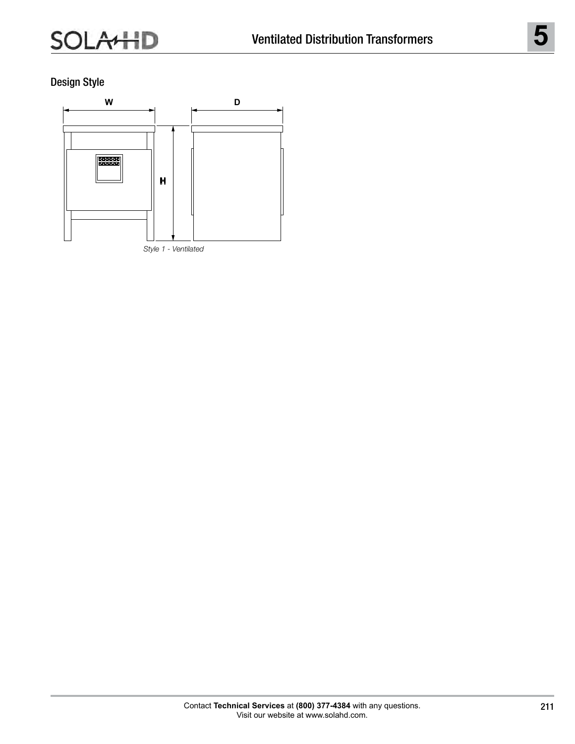## Design Style

W D H

*Style 1 - Ventilated*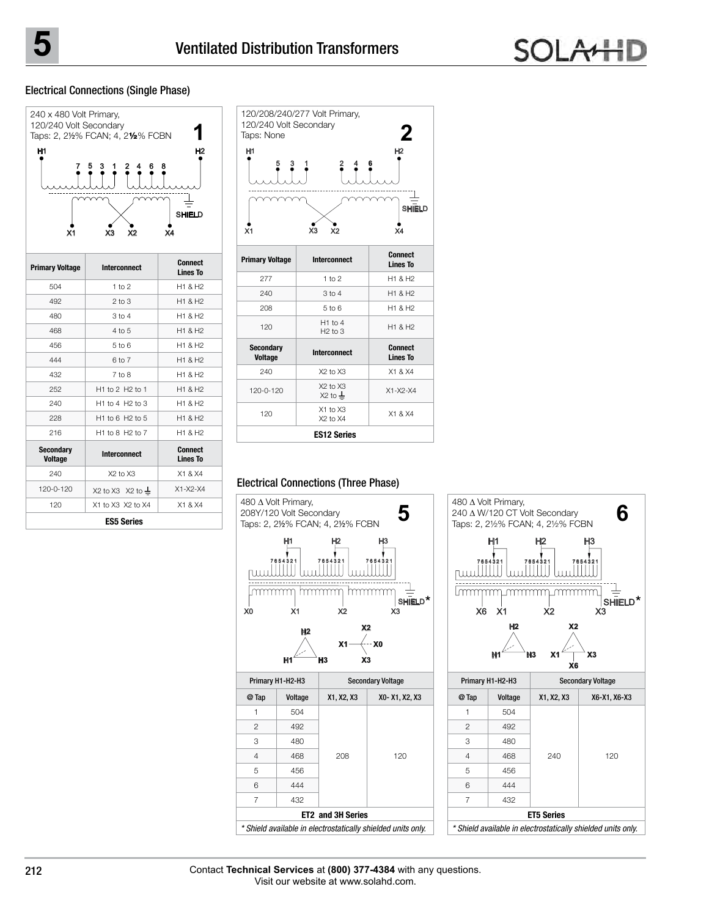## Electrical Connections (Single Phase)

### 1

240 x 480 Volt Primary,
120/240 Volt Secondary
Taps: 2, 2½% FCAN; 4, 2½% FCBN

| Primary Voltage | Interconnect | Connect Lines To |
|---|---|---|
| 504 | 1 to 2 | H1 & H2 |
| 492 | 2 to 3 | H1 & H2 |
| 480 | 3 to 4 | H1 & H2 |
| 468 | 4 to 5 | H1 & H2 |
| 456 | 5 to 6 | H1 & H2 |
| 444 | 6 to 7 | H1 & H2 |
| 432 | 7 to 8 | H1 & H2 |
| 252 | H1 to 2 H2 to 1 | H1 & H2 |
| 240 | H1 to 4 H2 to 3 | H1 & H2 |
| 228 | H1 to 6 H2 to 5 | H1 & H2 |
| 216 | H1 to 8 H2 to 7 | H1 & H2 |
| **Secondary Voltage** | **Interconnect** | **Connect Lines To** |
| 240 | X2 to X3 | X1 & X4 |
| 120-0-120 | X2 to X3 X2 to ⏚ | X1-X2-X4 |
| 120 | X1 to X3 X2 to X4 | X1 & X4 |
| **ES5 Series** | | |

### 2

120/208/240/277 Volt Primary,
120/240 Volt Secondary
Taps: None

| Primary Voltage | Interconnect | Connect Lines To |
|---|---|---|
| 277 | 1 to 2 | H1 & H2 |
| 240 | 3 to 4 | H1 & H2 |
| 208 | 5 to 6 | H1 & H2 |
| 120 | H1 to 4 H2 to 3 | H1 & H2 |
| **Secondary Voltage** | **Interconnect** | **Connect Lines To** |
| 240 | X2 to X3 | X1 & X4 |
| 120-0-120 | X2 to X3 X2 to ⏚ | X1-X2-X4 |
| 120 | X1 to X3 X2 to X4 | X1 & X4 |
| **ES12 Series** | | |

## Electrical Connections (Three Phase)

### 5

480 Δ Volt Primary,
208Y/120 Volt Secondary
Taps: 2, 2½% FCAN; 4, 2½% FCBN

| Primary H1-H2-H3 | | Secondary Voltage | |
|---|---|---|---|
| @ Tap | Voltage | X1, X2, X3 | X0- X1, X2, X3 |
| 1 | 504 | 208 | 120 |
| 2 | 492 | | |
| 3 | 480 | | |
| 4 | 468 | | |
| 5 | 456 | | |
| 6 | 444 | | |
| 7 | 432 | | |
| **ET2 and 3H Series** | | | |

*\* Shield available in electrostatically shielded units only.*

### 6

480 Δ Volt Primary,
240 Δ W/120 CT Volt Secondary
Taps: 2, 2½% FCAN; 4, 2½% FCBN

| Primary H1-H2-H3 | | Secondary Voltage | |
|---|---|---|---|
| @ Tap | Voltage | X1, X2, X3 | X6-X1, X6-X3 |
| 1 | 504 | 240 | 120 |
| 2 | 492 | | |
| 3 | 480 | | |
| 4 | 468 | | |
| 5 | 456 | | |
| 6 | 444 | | |
| 7 | 432 | | |
| **ET5 Series** | | | |

*\* Shield available in electrostatically shielded units only.*

Contact **Technical Services** at **(800) 377-4384** with any questions.
Visit our website at www.solahd.com.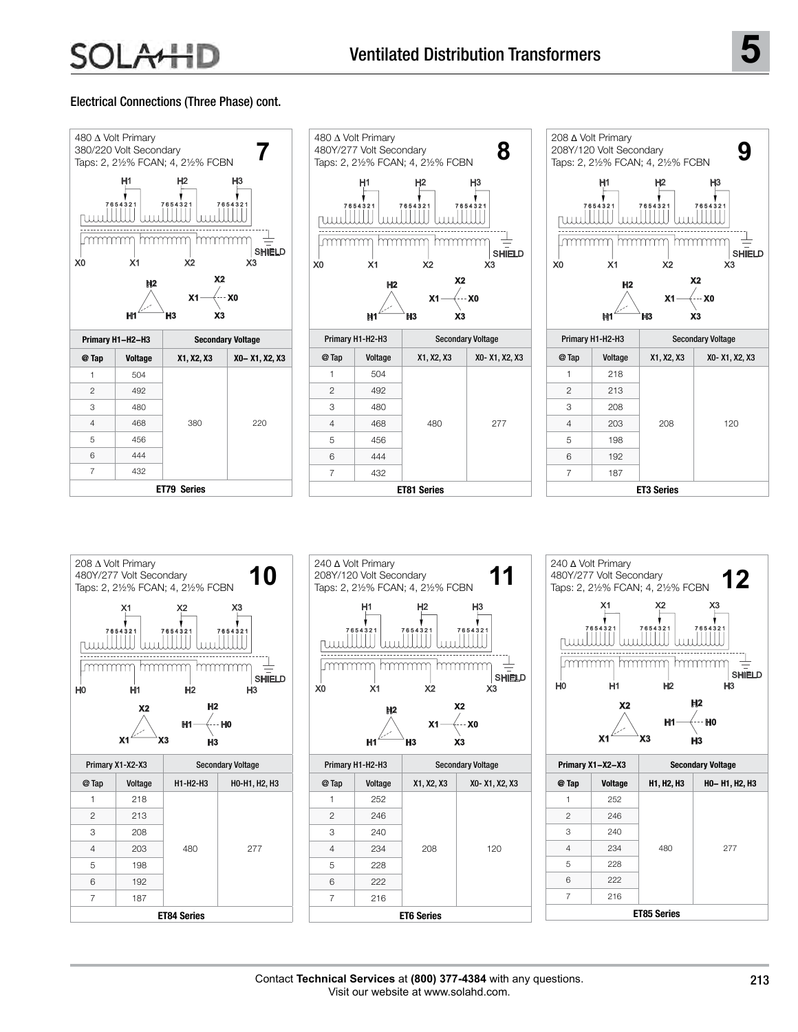## Electrical Connections (Three Phase) cont.

### 7

480 Δ Volt Primary
380/220 Volt Secondary
Taps: 2, 2½% FCAN; 4, 2½% FCBN

H1 H2 H3
7654321 7654321 7654321
SHIELD
X0 X1 X2 X3
H2 H1 H3
X2 X1 X0 X3

| Primary H1–H2–H3 | | Secondary Voltage | |
|---|---|---|---|
| @ Tap | Voltage | X1, X2, X3 | X0– X1, X2, X3 |
| 1 | 504 | 380 | 220 |
| 2 | 492 | | |
| 3 | 480 | | |
| 4 | 468 | | |
| 5 | 456 | | |
| 6 | 444 | | |
| 7 | 432 | | |

**ET79 Series**

### 8

480 Δ Volt Primary
480Y/277 Volt Secondary
Taps: 2, 2½% FCAN; 4, 2½% FCBN

H1 H2 H3
7654321 7654321 7654321
SHIELD
X0 X1 X2 X3
H2 H1 H3
X2 X1 X0 X3

| Primary H1-H2-H3 | | Secondary Voltage | |
|---|---|---|---|
| @ Tap | Voltage | X1, X2, X3 | X0- X1, X2, X3 |
| 1 | 504 | 480 | 277 |
| 2 | 492 | | |
| 3 | 480 | | |
| 4 | 468 | | |
| 5 | 456 | | |
| 6 | 444 | | |
| 7 | 432 | | |

**ET81 Series**

### 9

208 Δ Volt Primary
208Y/120 Volt Secondary
Taps: 2, 2½% FCAN; 4, 2½% FCBN

H1 H2 H3
7654321 7654321 7654321
SHIELD
X0 X1 X2 X3
H2 H1 H3
X2 X1 X0 X3

| Primary H1-H2-H3 | | Secondary Voltage | |
|---|---|---|---|
| @ Tap | Voltage | X1, X2, X3 | X0- X1, X2, X3 |
| 1 | 218 | 208 | 120 |
| 2 | 213 | | |
| 3 | 208 | | |
| 4 | 203 | | |
| 5 | 198 | | |
| 6 | 192 | | |
| 7 | 187 | | |

**ET3 Series**

### 10

208 Δ Volt Primary
480Y/277 Volt Secondary
Taps: 2, 2½% FCAN; 4, 2½% FCBN

X1 X2 X3
7654321 7654321 7654321
SHIELD
H0 H1 H2 H3
X2 X1 X3
H2 H1 H0 H3

| Primary X1-X2-X3 | | Secondary Voltage | |
|---|---|---|---|
| @ Tap | Voltage | H1-H2-H3 | H0-H1, H2, H3 |
| 1 | 218 | 480 | 277 |
| 2 | 213 | | |
| 3 | 208 | | |
| 4 | 203 | | |
| 5 | 198 | | |
| 6 | 192 | | |
| 7 | 187 | | |

**ET84 Series**

### 11

240 Δ Volt Primary
208Y/120 Volt Secondary
Taps: 2, 2½% FCAN; 4, 2½% FCBN

H1 H2 H3
7654321 7654321 7654321
SHIELD
X0 X1 X2 X3
H2 H1 H3
X2 X1 X0 X3

| Primary H1-H2-H3 | | Secondary Voltage | |
|---|---|---|---|
| @ Tap | Voltage | X1, X2, X3 | X0- X1, X2, X3 |
| 1 | 252 | 208 | 120 |
| 2 | 246 | | |
| 3 | 240 | | |
| 4 | 234 | | |
| 5 | 228 | | |
| 6 | 222 | | |
| 7 | 216 | | |

**ET6 Series**

### 12

240 Δ Volt Primary
480Y/277 Volt Secondary
Taps: 2, 2½% FCAN; 4, 2½% FCBN

X1 X2 X3
7654321 7654321 7654321
SHIELD
H0 H1 H2 H3
X2 X1 X3
H2 H1 H0 H3

| Primary X1–X2–X3 | | Secondary Voltage | |
|---|---|---|---|
| @ Tap | Voltage | H1, H2, H3 | H0– H1, H2, H3 |
| 1 | 252 | 480 | 277 |
| 2 | 246 | | |
| 3 | 240 | | |
| 4 | 234 | | |
| 5 | 228 | | |
| 6 | 222 | | |
| 7 | 216 | | |

**ET85 Series**

Contact **Technical Services** at **(800) 377-4384** with any questions.
Visit our website at www.solahd.com.